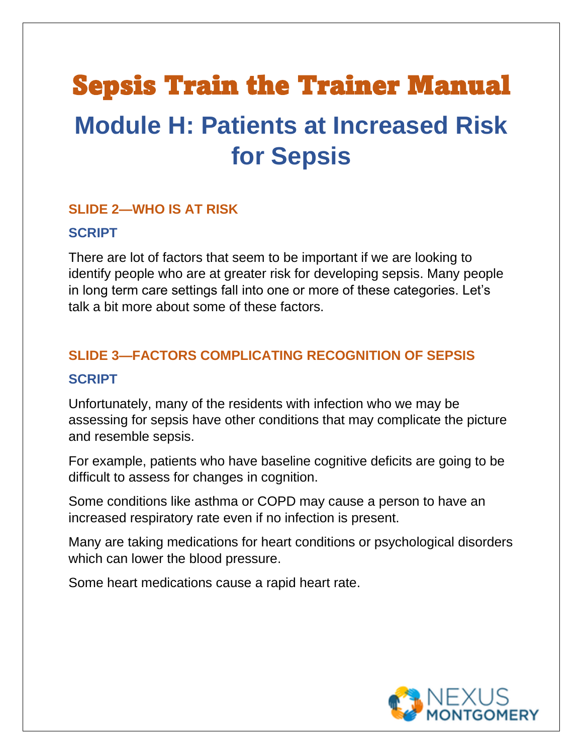# Sepsis Train the Trainer Manual

## Module H: Patients at Increased Risk for Sepsis

### SLIDE 2—WHO IS AT RISK

#### SCRIPT

There are lot of factors that seem to be important if we are looking to identify people who are at greater risk for developing sepsis. Many people in long term care settings fall into one or more of these categories. Let's talk a bit more about some of these factors.

### SLIDE 3—FACTORS COMPLICATING RECOGNITION OF SEPSIS

#### SCRIPT

Unfortunately, many of the residents with infection who we may be assessing for sepsis have other conditions that may complicate the picture and resemble sepsis.

For example, patients who have baseline cognitive deficits are going to be difficult to assess for changes in cognition.

Some conditions like asthma or COPD may cause a person to have an increased respiratory rate even if no infection is present.

Many are taking medications for heart conditions or psychological disorders which can lower the blood pressure.

Some heart medications cause a rapid heart rate.

NEXUS MONTGOMERY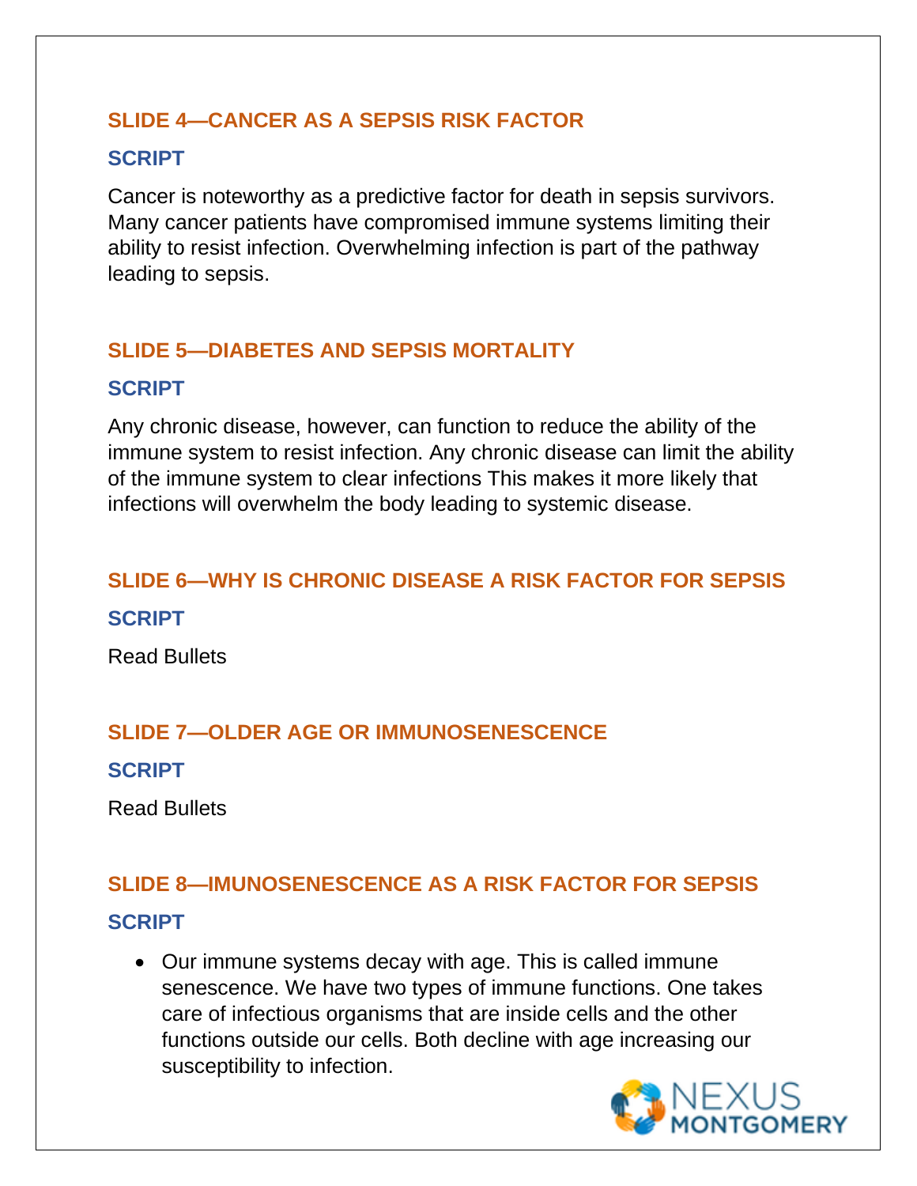## SLIDE 4—CANCER AS A SEPSIS RISK FACTOR

### SCRIPT

Cancer is noteworthy as a predictive factor for death in sepsis survivors. Many cancer patients have compromised immune systems limiting their ability to resist infection. Overwhelming infection is part of the pathway leading to sepsis.

## SLIDE 5—DIABETES AND SEPSIS MORTALITY

### SCRIPT

Any chronic disease, however, can function to reduce the ability of the immune system to resist infection. Any chronic disease can limit the ability of the immune system to clear infections This makes it more likely that infections will overwhelm the body leading to systemic disease.

## SLIDE 6—WHY IS CHRONIC DISEASE A RISK FACTOR FOR SEPSIS

### SCRIPT

Read Bullets

## SLIDE 7—OLDER AGE OR IMMUNOSENESCENCE

### SCRIPT

Read Bullets

## SLIDE 8—IMUNOSENESCENCE AS A RISK FACTOR FOR SEPSIS

### SCRIPT

- Our immune systems decay with age. This is called immune senescence. We have two types of immune functions. One takes care of infectious organisms that are inside cells and the other functions outside our cells. Both decline with age increasing our susceptibility to infection.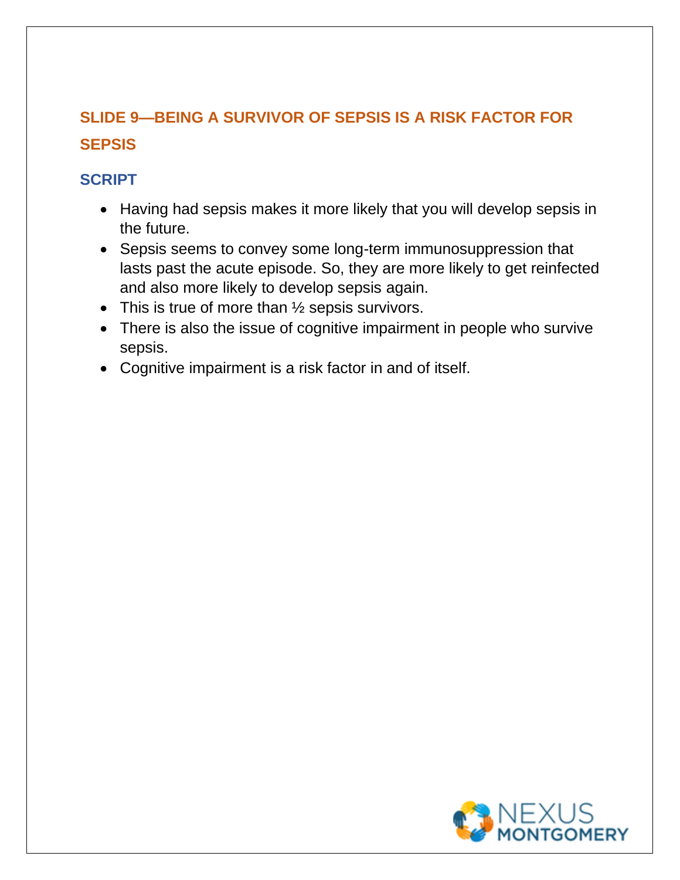## SLIDE 9—BEING A SURVIVOR OF SEPSIS IS A RISK FACTOR FOR SEPSIS

### SCRIPT

- Having had sepsis makes it more likely that you will develop sepsis in the future.
- Sepsis seems to convey some long-term immunosuppression that lasts past the acute episode. So, they are more likely to get reinfected and also more likely to develop sepsis again.
- This is true of more than ½ sepsis survivors.
- There is also the issue of cognitive impairment in people who survive sepsis.
- Cognitive impairment is a risk factor in and of itself.